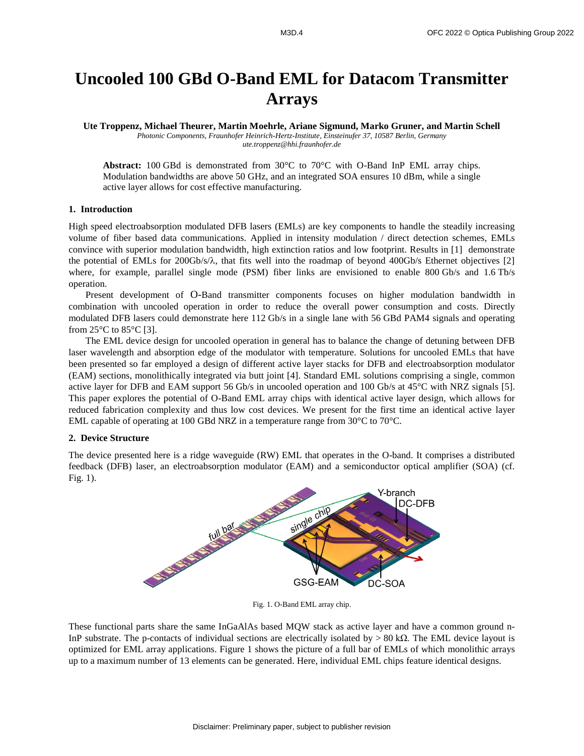# Uncooled 100 GBd O-Band EML for Datacom Transmitter Arrays

**Ute Troppenz, Michael Theurer, Martin Moehrle, Ariane Sigmund, Marko Gruner, and Martin Schell**

*Photonic Components, Fraunhofer Heinrich-Hertz-Institute, Einsteinufer 37, 10587 Berlin, Germany*
*ute.troppenz@hhi.fraunhofer.de*

**Abstract:** 100 GBd is demonstrated from 30°C to 70°C with O-Band InP EML array chips. Modulation bandwidths are above 50 GHz, and an integrated SOA ensures 10 dBm, while a single active layer allows for cost effective manufacturing.

## 1. Introduction

High speed electroabsorption modulated DFB lasers (EMLs) are key components to handle the steadily increasing volume of fiber based data communications. Applied in intensity modulation / direct detection schemes, EMLs convince with superior modulation bandwidth, high extinction ratios and low footprint. Results in [1] demonstrate the potential of EMLs for 200Gb/s/λ, that fits well into the roadmap of beyond 400Gb/s Ethernet objectives [2] where, for example, parallel single mode (PSM) fiber links are envisioned to enable 800 Gb/s and 1.6 Tb/s operation.

Present development of O-Band transmitter components focuses on higher modulation bandwidth in combination with uncooled operation in order to reduce the overall power consumption and costs. Directly modulated DFB lasers could demonstrate here 112 Gb/s in a single lane with 56 GBd PAM4 signals and operating from 25°C to 85°C [3].

The EML device design for uncooled operation in general has to balance the change of detuning between DFB laser wavelength and absorption edge of the modulator with temperature. Solutions for uncooled EMLs that have been presented so far employed a design of different active layer stacks for DFB and electroabsorption modulator (EAM) sections, monolithically integrated via butt joint [4]. Standard EML solutions comprising a single, common active layer for DFB and EAM support 56 Gb/s in uncooled operation and 100 Gb/s at 45°C with NRZ signals [5]. This paper explores the potential of O-Band EML array chips with identical active layer design, which allows for reduced fabrication complexity and thus low cost devices. We present for the first time an identical active layer EML capable of operating at 100 GBd NRZ in a temperature range from 30°C to 70°C.

## 2. Device Structure

The device presented here is a ridge waveguide (RW) EML that operates in the O-band. It comprises a distributed feedback (DFB) laser, an electroabsorption modulator (EAM) and a semiconductor optical amplifier (SOA) (cf. Fig. 1).

Fig. 1. O-Band EML array chip.

These functional parts share the same InGaAlAs based MQW stack as active layer and have a common ground n-InP substrate. The p-contacts of individual sections are electrically isolated by > 80 kΩ. The EML device layout is optimized for EML array applications. Figure 1 shows the picture of a full bar of EMLs of which monolithic arrays up to a maximum number of 13 elements can be generated. Here, individual EML chips feature identical designs.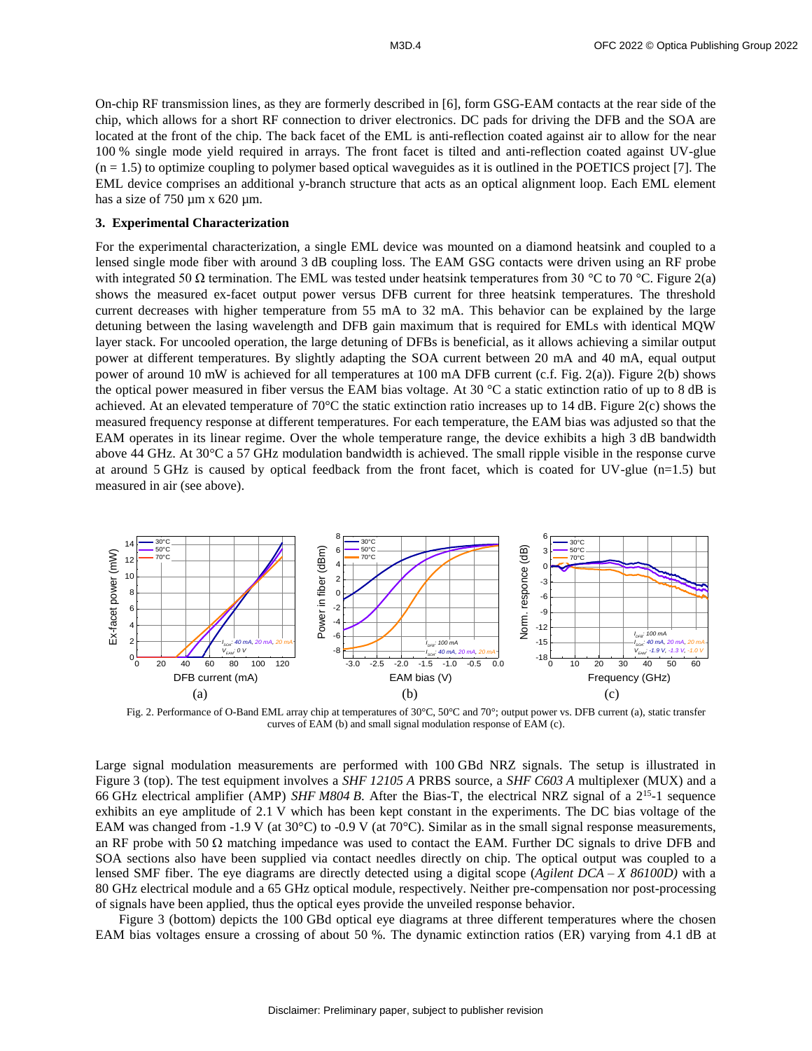On-chip RF transmission lines, as they are formerly described in [6], form GSG-EAM contacts at the rear side of the chip, which allows for a short RF connection to driver electronics. DC pads for driving the DFB and the SOA are located at the front of the chip. The back facet of the EML is anti-reflection coated against air to allow for the near 100 % single mode yield required in arrays. The front facet is tilted and anti-reflection coated against UV-glue (n = 1.5) to optimize coupling to polymer based optical waveguides as it is outlined in the POETICS project [7]. The EML device comprises an additional y-branch structure that acts as an optical alignment loop. Each EML element has a size of 750 µm x 620 µm.

### 3. Experimental Characterization

For the experimental characterization, a single EML device was mounted on a diamond heatsink and coupled to a lensed single mode fiber with around 3 dB coupling loss. The EAM GSG contacts were driven using an RF probe with integrated 50 Ω termination. The EML was tested under heatsink temperatures from 30 °C to 70 °C. Figure 2(a) shows the measured ex-facet output power versus DFB current for three heatsink temperatures. The threshold current decreases with higher temperature from 55 mA to 32 mA. This behavior can be explained by the large detuning between the lasing wavelength and DFB gain maximum that is required for EMLs with identical MQW layer stack. For uncooled operation, the large detuning of DFBs is beneficial, as it allows achieving a similar output power at different temperatures. By slightly adapting the SOA current between 20 mA and 40 mA, equal output power of around 10 mW is achieved for all temperatures at 100 mA DFB current (c.f. Fig. 2(a)). Figure 2(b) shows the optical power measured in fiber versus the EAM bias voltage. At 30 °C a static extinction ratio of up to 8 dB is achieved. At an elevated temperature of 70°C the static extinction ratio increases up to 14 dB. Figure 2(c) shows the measured frequency response at different temperatures. For each temperature, the EAM bias was adjusted so that the EAM operates in its linear regime. Over the whole temperature range, the device exhibits a high 3 dB bandwidth above 44 GHz. At 30°C a 57 GHz modulation bandwidth is achieved. The small ripple visible in the response curve at around 5 GHz is caused by optical feedback from the front facet, which is coated for UV-glue (n=1.5) but measured in air (see above).

Fig. 2. Performance of O-Band EML array chip at temperatures of 30°C, 50°C and 70°; output power vs. DFB current (a), static transfer curves of EAM (b) and small signal modulation response of EAM (c).

Large signal modulation measurements are performed with 100 GBd NRZ signals. The setup is illustrated in Figure 3 (top). The test equipment involves a *SHF 12105 A* PRBS source, a *SHF C603 A* multiplexer (MUX) and a 66 GHz electrical amplifier (AMP) *SHF M804 B.* After the Bias-T, the electrical NRZ signal of a $2^{15}$-1 sequence exhibits an eye amplitude of 2.1 V which has been kept constant in the experiments. The DC bias voltage of the EAM was changed from -1.9 V (at 30°C) to -0.9 V (at 70°C). Similar as in the small signal response measurements, an RF probe with 50 Ω matching impedance was used to contact the EAM. Further DC signals to drive DFB and SOA sections also have been supplied via contact needles directly on chip. The optical output was coupled to a lensed SMF fiber. The eye diagrams are directly detected using a digital scope (*Agilent DCA – X 86100D)* with a 80 GHz electrical module and a 65 GHz optical module, respectively. Neither pre-compensation nor post-processing of signals have been applied, thus the optical eyes provide the unveiled response behavior.

Figure 3 (bottom) depicts the 100 GBd optical eye diagrams at three different temperatures where the chosen EAM bias voltages ensure a crossing of about 50 %. The dynamic extinction ratios (ER) varying from 4.1 dB at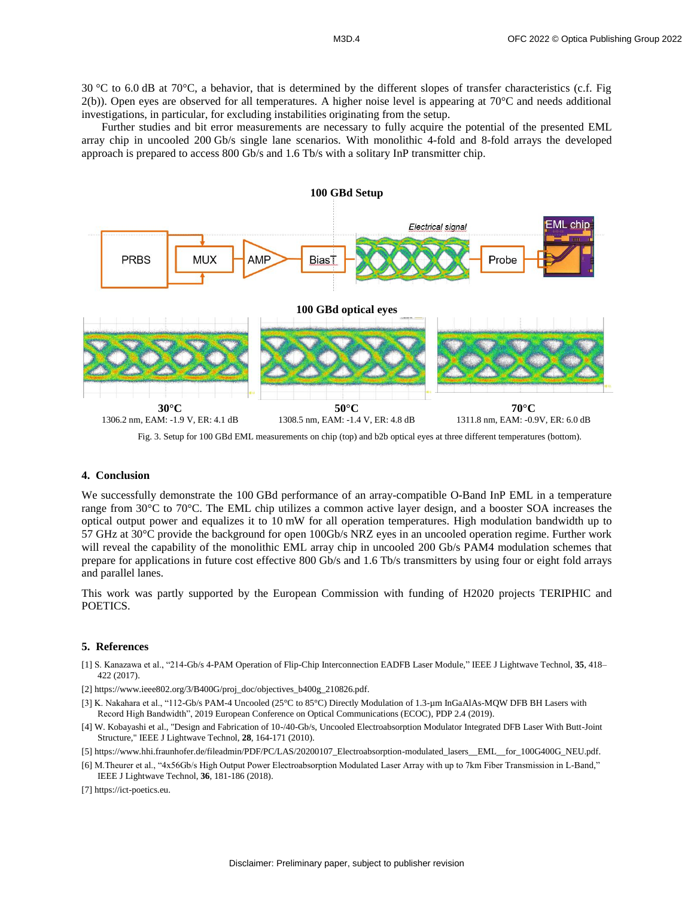30 °C to 6.0 dB at 70°C, a behavior, that is determined by the different slopes of transfer characteristics (c.f. Fig 2(b)). Open eyes are observed for all temperatures. A higher noise level is appearing at 70°C and needs additional investigations, in particular, for excluding instabilities originating from the setup.

Further studies and bit error measurements are necessary to fully acquire the potential of the presented EML array chip in uncooled 200 Gb/s single lane scenarios. With monolithic 4-fold and 8-fold arrays the developed approach is prepared to access 800 Gb/s and 1.6 Tb/s with a solitary InP transmitter chip.

**100 GBd Setup**

PRBS
MUX
AMP
BiasT
Electrical signal
Probe
EML chip

**100 GBd optical eyes**

**30°C**
1306.2 nm, EAM: -1.9 V, ER: 4.1 dB

**50°C**
1308.5 nm, EAM: -1.4 V, ER: 4.8 dB

**70°C**
1311.8 nm, EAM: -0.9V, ER: 6.0 dB

Fig. 3. Setup for 100 GBd EML measurements on chip (top) and b2b optical eyes at three different temperatures (bottom).

## 4. Conclusion

We successfully demonstrate the 100 GBd performance of an array-compatible O-Band InP EML in a temperature range from 30°C to 70°C. The EML chip utilizes a common active layer design, and a booster SOA increases the optical output power and equalizes it to 10 mW for all operation temperatures. High modulation bandwidth up to 57 GHz at 30°C provide the background for open 100Gb/s NRZ eyes in an uncooled operation regime. Further work will reveal the capability of the monolithic EML array chip in uncooled 200 Gb/s PAM4 modulation schemes that prepare for applications in future cost effective 800 Gb/s and 1.6 Tb/s transmitters by using four or eight fold arrays and parallel lanes.

This work was partly supported by the European Commission with funding of H2020 projects TERIPHIC and POETICS.

## 5. References

[1] S. Kanazawa et al., "214-Gb/s 4-PAM Operation of Flip-Chip Interconnection EADFB Laser Module," IEEE J Lightwave Technol, **35**, 418–422 (2017).

[2] https://www.ieee802.org/3/B400G/proj_doc/objectives_b400g_210826.pdf.

[3] K. Nakahara et al., "112-Gb/s PAM-4 Uncooled (25°C to 85°C) Directly Modulation of 1.3-µm InGaAlAs-MQW DFB BH Lasers with Record High Bandwidth", 2019 European Conference on Optical Communications (ECOC), PDP 2.4 (2019).

[4] W. Kobayashi et al., "Design and Fabrication of 10-/40-Gb/s, Uncooled Electroabsorption Modulator Integrated DFB Laser With Butt-Joint Structure," IEEE J Lightwave Technol, **28**, 164-171 (2010).

[5] https://www.hhi.fraunhofer.de/fileadmin/PDF/PC/LAS/20200107_Electroabsorption-modulated_lasers__EML__for_100G400G_NEU.pdf.

[6] M.Theurer et al., "4x56Gb/s High Output Power Electroabsorption Modulated Laser Array with up to 7km Fiber Transmission in L-Band," IEEE J Lightwave Technol, **36**, 181-186 (2018).

[7] https://ict-poetics.eu.

Disclaimer: Preliminary paper, subject to publisher revision